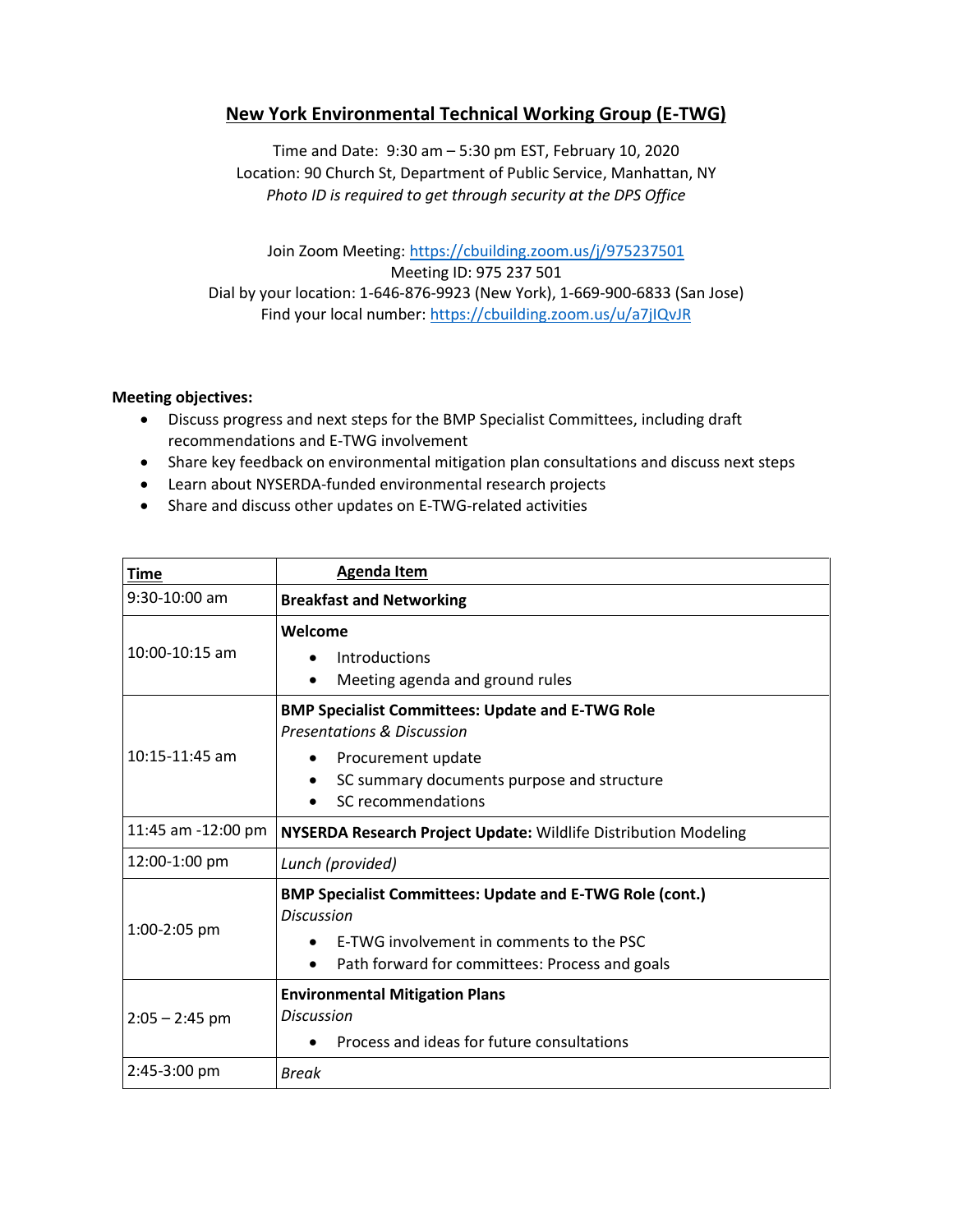# New York Environmental Technical Working Group (E-TWG)

Time and Date: 9:30 am – 5:30 pm EST, February 10, 2020
Location: 90 Church St, Department of Public Service, Manhattan, NY
*Photo ID is required to get through security at the DPS Office*

Join Zoom Meeting: https://cbuilding.zoom.us/j/975237501
Meeting ID: 975 237 501
Dial by your location: 1-646-876-9923 (New York), 1-669-900-6833 (San Jose)
Find your local number: https://cbuilding.zoom.us/u/a7jIQvJR

**Meeting objectives:**

- Discuss progress and next steps for the BMP Specialist Committees, including draft recommendations and E-TWG involvement
- Share key feedback on environmental mitigation plan consultations and discuss next steps
- Learn about NYSERDA-funded environmental research projects
- Share and discuss other updates on E-TWG-related activities

| Time | Agenda Item |
|---|---|
| 9:30-10:00 am | **Breakfast and Networking** |
| 10:00-10:15 am | **Welcome**<br>• Introductions<br>• Meeting agenda and ground rules |
| 10:15-11:45 am | **BMP Specialist Committees: Update and E-TWG Role**<br>*Presentations & Discussion*<br>• Procurement update<br>• SC summary documents purpose and structure<br>• SC recommendations |
| 11:45 am -12:00 pm | **NYSERDA Research Project Update:** Wildlife Distribution Modeling |
| 12:00-1:00 pm | *Lunch (provided)* |
| 1:00-2:05 pm | **BMP Specialist Committees: Update and E-TWG Role (cont.)**<br>*Discussion*<br>• E-TWG involvement in comments to the PSC<br>• Path forward for committees: Process and goals |
| 2:05 – 2:45 pm | **Environmental Mitigation Plans**<br>*Discussion*<br>• Process and ideas for future consultations |
| 2:45-3:00 pm | *Break* |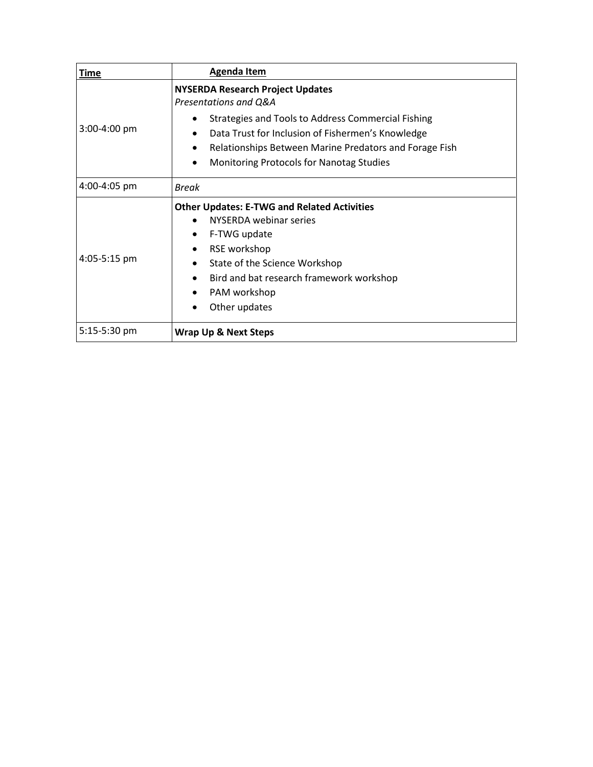| Time | Agenda Item |
| --- | --- |
| 3:00-4:00 pm | **NYSERDA Research Project Updates**<br>*Presentations and Q&A*<br>• Strategies and Tools to Address Commercial Fishing<br>• Data Trust for Inclusion of Fishermen's Knowledge<br>• Relationships Between Marine Predators and Forage Fish<br>• Monitoring Protocols for Nanotag Studies |
| 4:00-4:05 pm | *Break* |
| 4:05-5:15 pm | **Other Updates: E-TWG and Related Activities**<br>• NYSERDA webinar series<br>• F-TWG update<br>• RSE workshop<br>• State of the Science Workshop<br>• Bird and bat research framework workshop<br>• PAM workshop<br>• Other updates |
| 5:15-5:30 pm | **Wrap Up & Next Steps** |